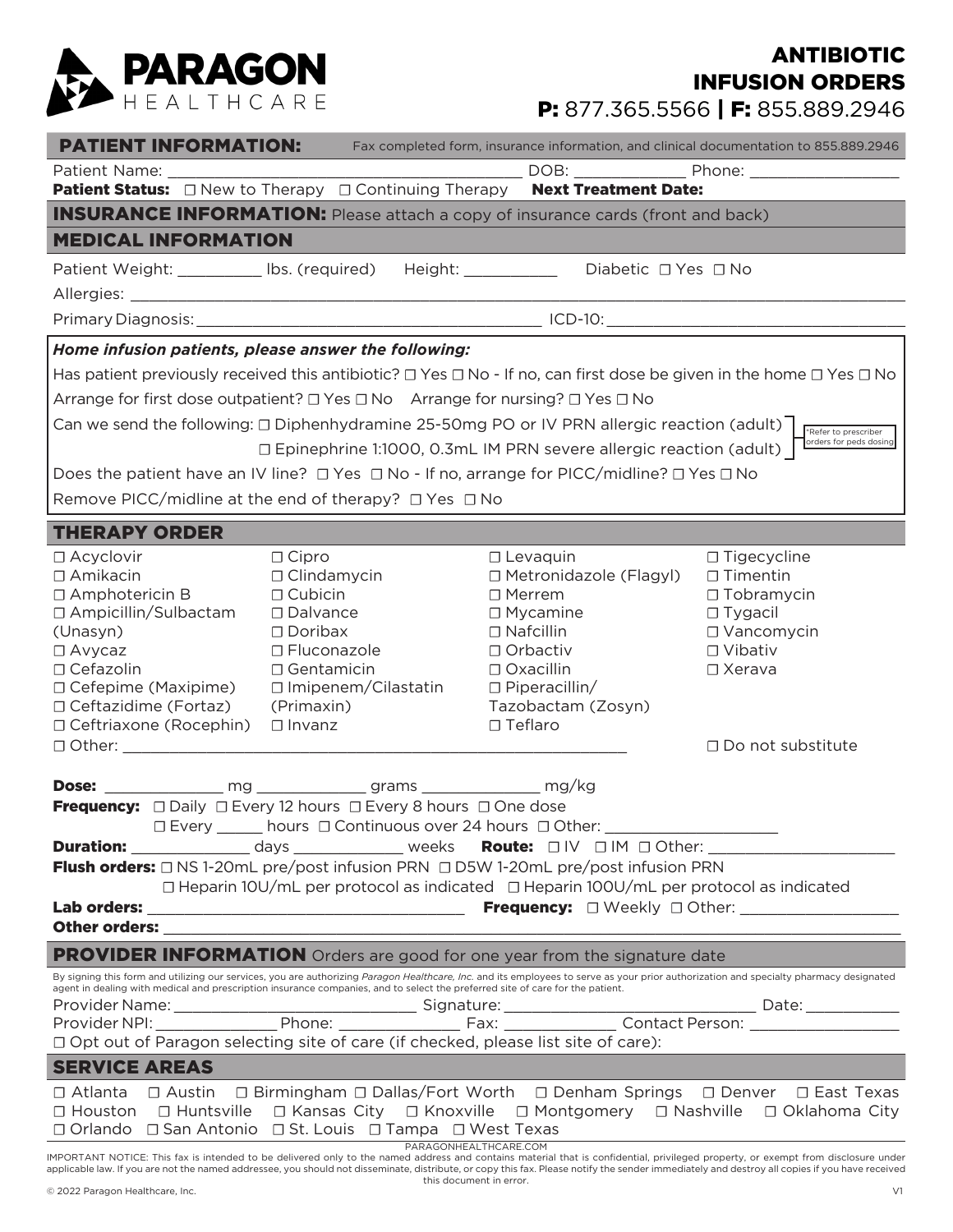# PARAGON HEALTHCARE

## ANTIBIOTIC INFUSION ORDERS

**P:** 877.365.5566 | **F:** 855.889.2946

## PATIENT INFORMATION:

Fax completed form, insurance information, and clinical documentation to 855.889.2946

Patient Name: ______________________ DOB: ____________ Phone: ________________

**Patient Status:** ☐ New to Therapy ☐ Continuing Therapy **Next Treatment Date:**

## INSURANCE INFORMATION: Please attach a copy of insurance cards (front and back)

## MEDICAL INFORMATION

Patient Weight: _________ lbs. (required) Height: __________ Diabetic ☐ Yes ☐ No

Allergies: ____________________________________________

Primary Diagnosis: ______________________________ ICD-10: ______________________

***Home infusion patients, please answer the following:***

Has patient previously received this antibiotic? ☐ Yes ☐ No - If no, can first dose be given in the home ☐ Yes ☐ No

Arrange for first dose outpatient? ☐ Yes ☐ No Arrange for nursing? ☐ Yes ☐ No

Can we send the following: ☐ Diphenhydramine 25-50mg PO or IV PRN allergic reaction (adult)
☐ Epinephrine 1:1000, 0.3mL IM PRN severe allergic reaction (adult)

*Refer to prescriber orders for peds dosing

Does the patient have an IV line? ☐ Yes ☐ No - If no, arrange for PICC/midline? ☐ Yes ☐ No

Remove PICC/midline at the end of therapy? ☐ Yes ☐ No

## THERAPY ORDER

| | | | |
|---|---|---|---|
| ☐ Acyclovir | ☐ Cipro | ☐ Levaquin | ☐ Tigecycline |
| ☐ Amikacin | ☐ Clindamycin | ☐ Metronidazole (Flagyl) | ☐ Timentin |
| ☐ Amphotericin B | ☐ Cubicin | ☐ Merrem | ☐ Tobramycin |
| ☐ Ampicillin/Sulbactam (Unasyn) | ☐ Dalvance | ☐ Mycamine | ☐ Tygacil |
| ☐ Avycaz | ☐ Doribax | ☐ Nafcillin | ☐ Vancomycin |
| ☐ Cefazolin | ☐ Fluconazole | ☐ Orbactiv | ☐ Vibativ |
| ☐ Cefepime (Maxipime) | ☐ Gentamicin | ☐ Oxacillin | ☐ Xerava |
| ☐ Ceftazidime (Fortaz) | ☐ Imipenem/Cilastatin (Primaxin) | ☐ Piperacillin/ Tazobactam (Zosyn) | |
| ☐ Ceftriaxone (Rocephin) | ☐ Invanz | ☐ Teflaro | |

☐ Other: ______________________________________ ☐ Do not substitute

**Dose:** ____________ mg ____________ grams ____________ mg/kg

**Frequency:** ☐ Daily ☐ Every 12 hours ☐ Every 8 hours ☐ One dose
☐ Every _____ hours ☐ Continuous over 24 hours ☐ Other: ________________

**Duration:** ____________ days ____________ weeks **Route:** ☐ IV ☐ IM ☐ Other: ________________

**Flush orders:** ☐ NS 1-20mL pre/post infusion PRN ☐ D5W 1-20mL pre/post infusion PRN
☐ Heparin 10U/mL per protocol as indicated ☐ Heparin 100U/mL per protocol as indicated

**Lab orders:** ______________________________ **Frequency:** ☐ Weekly ☐ Other: ________________

**Other orders:** ____________________________________________

## PROVIDER INFORMATION Orders are good for one year from the signature date

By signing this form and utilizing our services, you are authorizing *Paragon Healthcare, Inc.* and its employees to serve as your prior authorization and specialty pharmacy designated agent in dealing with medical and prescription insurance companies, and to select the preferred site of care for the patient.

Provider Name: ______________________ Signature: ______________________ Date: __________

Provider NPI: ____________ Phone: ____________ Fax: ____________ Contact Person: ______________

☐ Opt out of Paragon selecting site of care (if checked, please list site of care):

## SERVICE AREAS

☐ Atlanta ☐ Austin ☐ Birmingham ☐ Dallas/Fort Worth ☐ Denham Springs ☐ Denver ☐ East Texas
☐ Houston ☐ Huntsville ☐ Kansas City ☐ Knoxville ☐ Montgomery ☐ Nashville ☐ Oklahoma City
☐ Orlando ☐ San Antonio ☐ St. Louis ☐ Tampa ☐ West Texas

PARAGONHEALTHCARE.COM

IMPORTANT NOTICE: This fax is intended to be delivered only to the named address and contains material that is confidential, privileged property, or exempt from disclosure under applicable law. If you are not the named addressee, you should not disseminate, distribute, or copy this fax. Please notify the sender immediately and destroy all copies if you have received this document in error.

© 2022 Paragon Healthcare, Inc. V1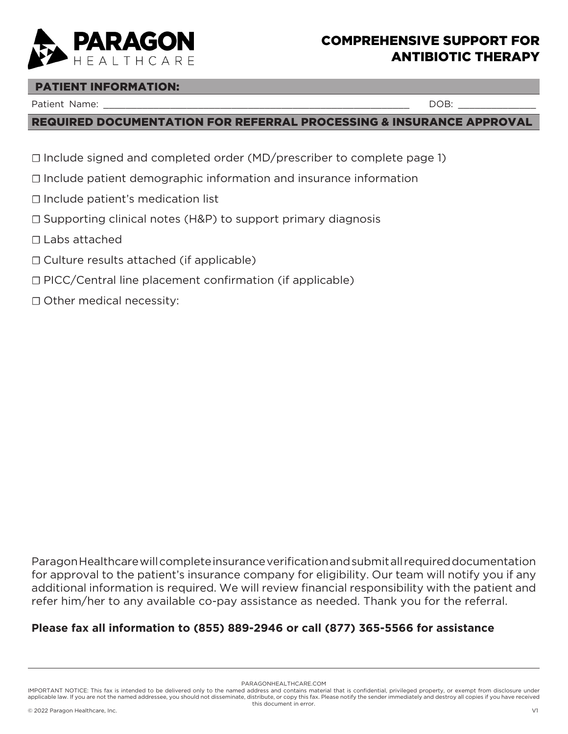PARAGON HEALTHCARE

# COMPREHENSIVE SUPPORT FOR ANTIBIOTIC THERAPY

## PATIENT INFORMATION:

Patient Name: ___________________________________________________________ DOB: ______________

## REQUIRED DOCUMENTATION FOR REFERRAL PROCESSING & INSURANCE APPROVAL

☐ Include signed and completed order (MD/prescriber to complete page 1)

☐ Include patient demographic information and insurance information

☐ Include patient's medication list

☐ Supporting clinical notes (H&P) to support primary diagnosis

☐ Labs attached

☐ Culture results attached (if applicable)

☐ PICC/Central line placement confirmation (if applicable)

☐ Other medical necessity:

Paragon Healthcare will complete insurance verification and submit all required documentation for approval to the patient's insurance company for eligibility. Our team will notify you if any additional information is required. We will review financial responsibility with the patient and refer him/her to any available co-pay assistance as needed. Thank you for the referral.

**Please fax all information to (855) 889-2946 or call (877) 365-5566 for assistance**

PARAGONHEALTHCARE.COM

IMPORTANT NOTICE: This fax is intended to be delivered only to the named address and contains material that is confidential, privileged property, or exempt from disclosure under applicable law. If you are not the named addressee, you should not disseminate, distribute, or copy this fax. Please notify the sender immediately and destroy all copies if you have received this document in error.

© 2022 Paragon Healthcare, Inc.

V1